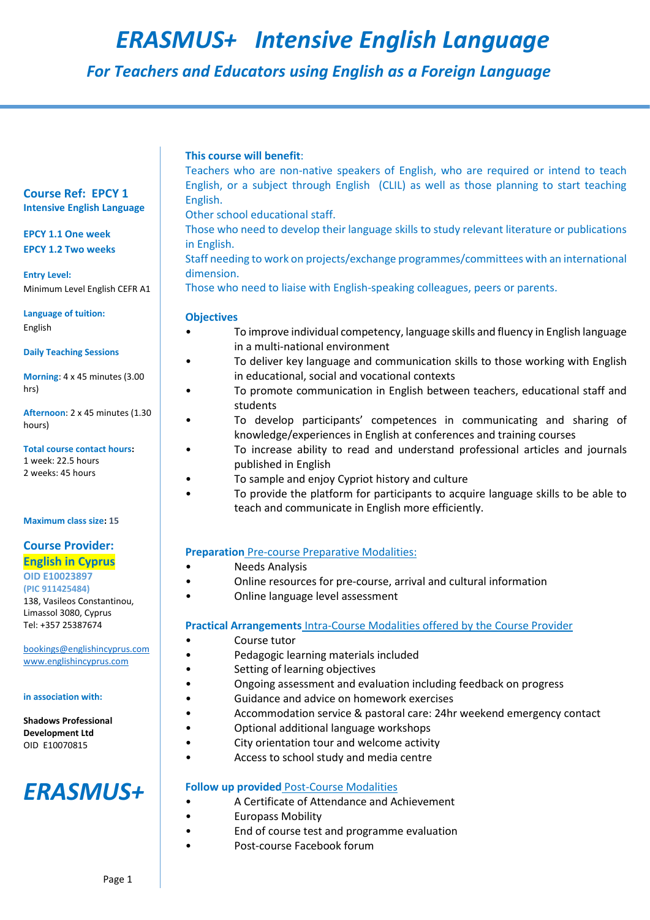# ERASMUS+ Intensive English Language

## For Teachers and Educators using English as a Foreign Language

**Course Ref: EPCY 1**
**Intensive English Language**

**EPCY 1.1 One week**
**EPCY 1.2 Two weeks**

**Entry Level:**
Minimum Level English CEFR A1

**Language of tuition:**
English

**Daily Teaching Sessions**

**Morning**: 4 x 45 minutes (3.00 hrs)

**Afternoon**: 2 x 45 minutes (1.30 hours)

**Total course contact hours:**
1 week: 22.5 hours
2 weeks: 45 hours

**Maximum class size: 15**

**Course Provider:**
**English in Cyprus**
**OID E10023897**
**(PIC 911425484)**
138, Vasileos Constantinou,
Limassol 3080, Cyprus
Tel: +357 25387674

bookings@englishincyprus.com
www.englishincyprus.com

**in association with:**

**Shadows Professional Development Ltd**
OID E10070815

*ERASMUS+*

**This course will benefit**:

Teachers who are non-native speakers of English, who are required or intend to teach English, or a subject through English (CLIL) as well as those planning to start teaching English.
Other school educational staff.
Those who need to develop their language skills to study relevant literature or publications in English.
Staff needing to work on projects/exchange programmes/committees with an international dimension.
Those who need to liaise with English-speaking colleagues, peers or parents.

### Objectives

- To improve individual competency, language skills and fluency in English language in a multi-national environment
- To deliver key language and communication skills to those working with English in educational, social and vocational contexts
- To promote communication in English between teachers, educational staff and students
- To develop participants' competences in communicating and sharing of knowledge/experiences in English at conferences and training courses
- To increase ability to read and understand professional articles and journals published in English
- To sample and enjoy Cypriot history and culture
- To provide the platform for participants to acquire language skills to be able to teach and communicate in English more efficiently.

### Preparation Pre-course Preparative Modalities:

- Needs Analysis
- Online resources for pre-course, arrival and cultural information
- Online language level assessment

### Practical Arrangements Intra-Course Modalities offered by the Course Provider

- Course tutor
- Pedagogic learning materials included
- Setting of learning objectives
- Ongoing assessment and evaluation including feedback on progress
- Guidance and advice on homework exercises
- Accommodation service & pastoral care: 24hr weekend emergency contact
- Optional additional language workshops
- City orientation tour and welcome activity
- Access to school study and media centre

### Follow up provided Post-Course Modalities

- A Certificate of Attendance and Achievement
- Europass Mobility
- End of course test and programme evaluation
- Post-course Facebook forum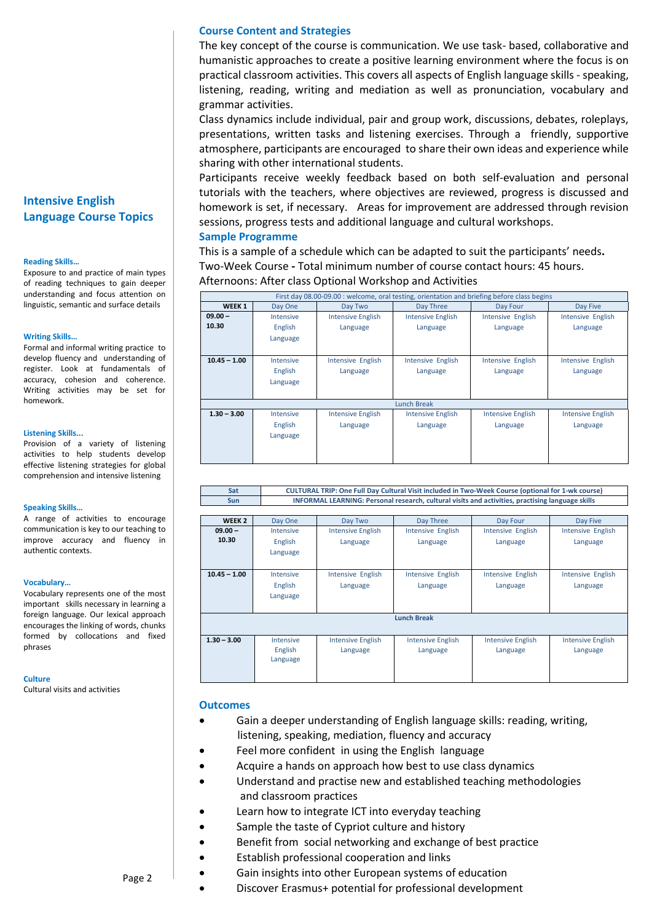## Intensive English Language Course Topics

**Reading Skills…**
Exposure to and practice of main types of reading techniques to gain deeper understanding and focus attention on linguistic, semantic and surface details

**Writing Skills…**
Formal and informal writing practice to develop fluency and understanding of register. Look at fundamentals of accuracy, cohesion and coherence. Writing activities may be set for homework.

**Listening Skills...**
Provision of a variety of listening activities to help students develop effective listening strategies for global comprehension and intensive listening

**Speaking Skills…**
A range of activities to encourage communication is key to our teaching to improve accuracy and fluency in authentic contexts.

**Vocabulary…**
Vocabulary represents one of the most important skills necessary in learning a foreign language. Our lexical approach encourages the linking of words, chunks formed by collocations and fixed phrases

**Culture**
Cultural visits and activities

## Course Content and Strategies

The key concept of the course is communication. We use task- based, collaborative and humanistic approaches to create a positive learning environment where the focus is on practical classroom activities. This covers all aspects of English language skills - speaking, listening, reading, writing and mediation as well as pronunciation, vocabulary and grammar activities.

Class dynamics include individual, pair and group work, discussions, debates, roleplays, presentations, written tasks and listening exercises. Through a friendly, supportive atmosphere, participants are encouraged to share their own ideas and experience while sharing with other international students.

Participants receive weekly feedback based on both self-evaluation and personal tutorials with the teachers, where objectives are reviewed, progress is discussed and homework is set, if necessary. Areas for improvement are addressed through revision sessions, progress tests and additional language and cultural workshops.

## Sample Programme

This is a sample of a schedule which can be adapted to suit the participants' needs.
Two-Week Course - Total minimum number of course contact hours: 45 hours.
Afternoons: After class Optional Workshop and Activities

First day 08.00-09.00 : welcome, oral testing, orientation and briefing before class begins

| WEEK 1 | Day One | Day Two | Day Three | Day Four | Day Five |
|---|---|---|---|---|---|
| 09.00 – 10.30 | Intensive English Language | Intensive English Language | Intensive English Language | Intensive English Language | Intensive English Language |
| 10.45 – 1.00 | Intensive English Language | Intensive English Language | Intensive English Language | Intensive English Language | Intensive English Language |
| Lunch Break | | | | | |
| 1.30 – 3.00 | Intensive English Language | Intensive English Language | Intensive English Language | Intensive English Language | Intensive English Language |

| | |
|---|---|
| Sat | CULTURAL TRIP: One Full Day Cultural Visit included in Two-Week Course (optional for 1-wk course) |
| Sun | INFORMAL LEARNING: Personal research, cultural visits and activities, practising language skills |

| WEEK 2 | Day One | Day Two | Day Three | Day Four | Day Five |
|---|---|---|---|---|---|
| 09.00 – 10.30 | Intensive English Language | Intensive English Language | Intensive English Language | Intensive English Language | Intensive English Language |
| 10.45 – 1.00 | Intensive English Language | Intensive English Language | Intensive English Language | Intensive English Language | Intensive English Language |
| **Lunch Break** | | | | | |
| 1.30 – 3.00 | Intensive English Language | Intensive English Language | Intensive English Language | Intensive English Language | Intensive English Language |

## Outcomes

- Gain a deeper understanding of English language skills: reading, writing, listening, speaking, mediation, fluency and accuracy
- Feel more confident in using the English language
- Acquire a hands on approach how best to use class dynamics
- Understand and practise new and established teaching methodologies and classroom practices
- Learn how to integrate ICT into everyday teaching
- Sample the taste of Cypriot culture and history
- Benefit from social networking and exchange of best practice
- Establish professional cooperation and links
- Gain insights into other European systems of education
- Discover Erasmus+ potential for professional development